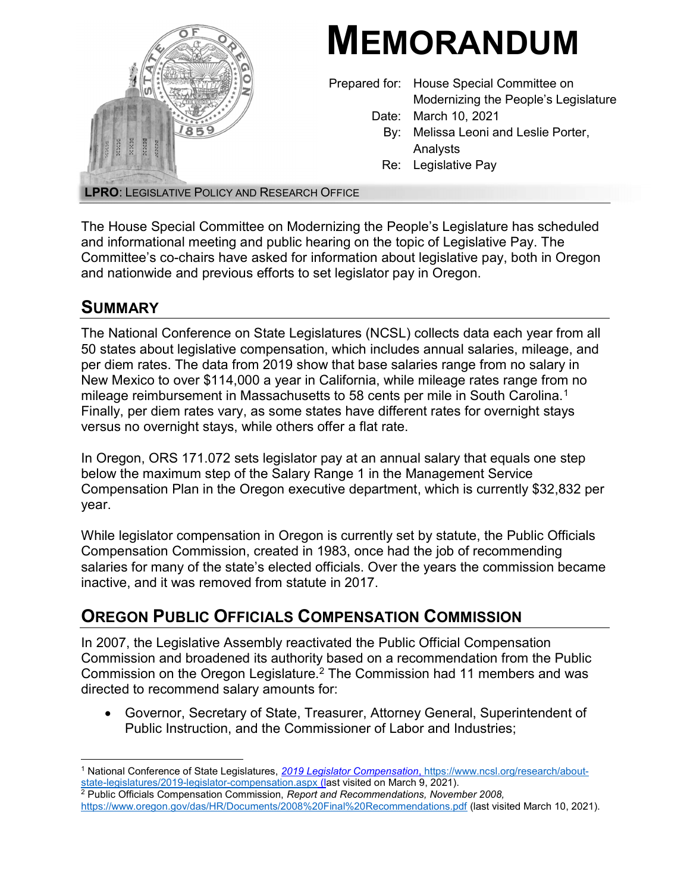# MEMORANDUM

Prepared for: House Special Committee on Modernizing the People's Legislature
Date: March 10, 2021
By: Melissa Leoni and Leslie Porter, Analysts
Re: Legislative Pay

**LPRO**: LEGISLATIVE POLICY AND RESEARCH OFFICE

The House Special Committee on Modernizing the People's Legislature has scheduled and informational meeting and public hearing on the topic of Legislative Pay. The Committee's co-chairs have asked for information about legislative pay, both in Oregon and nationwide and previous efforts to set legislator pay in Oregon.

## SUMMARY

The National Conference on State Legislatures (NCSL) collects data each year from all 50 states about legislative compensation, which includes annual salaries, mileage, and per diem rates. The data from 2019 show that base salaries range from no salary in New Mexico to over $114,000 a year in California, while mileage rates range from no mileage reimbursement in Massachusetts to 58 cents per mile in South Carolina.[1] Finally, per diem rates vary, as some states have different rates for overnight stays versus no overnight stays, while others offer a flat rate.

In Oregon, ORS 171.072 sets legislator pay at an annual salary that equals one step below the maximum step of the Salary Range 1 in the Management Service Compensation Plan in the Oregon executive department, which is currently $32,832 per year.

While legislator compensation in Oregon is currently set by statute, the Public Officials Compensation Commission, created in 1983, once had the job of recommending salaries for many of the state's elected officials. Over the years the commission became inactive, and it was removed from statute in 2017.

## OREGON PUBLIC OFFICIALS COMPENSATION COMMISSION

In 2007, the Legislative Assembly reactivated the Public Official Compensation Commission and broadened its authority based on a recommendation from the Public Commission on the Oregon Legislature.[2] The Commission had 11 members and was directed to recommend salary amounts for:

- Governor, Secretary of State, Treasurer, Attorney General, Superintendent of Public Instruction, and the Commissioner of Labor and Industries;

---

[1] National Conference of State Legislatures, *2019 Legislator Compensation*, https://www.ncsl.org/research/about-state-legislatures/2019-legislator-compensation.aspx (last visited on March 9, 2021).

[2] Public Officials Compensation Commission, *Report and Recommendations, November 2008*, https://www.oregon.gov/das/HR/Documents/2008%20Final%20Recommendations.pdf (last visited March 10, 2021).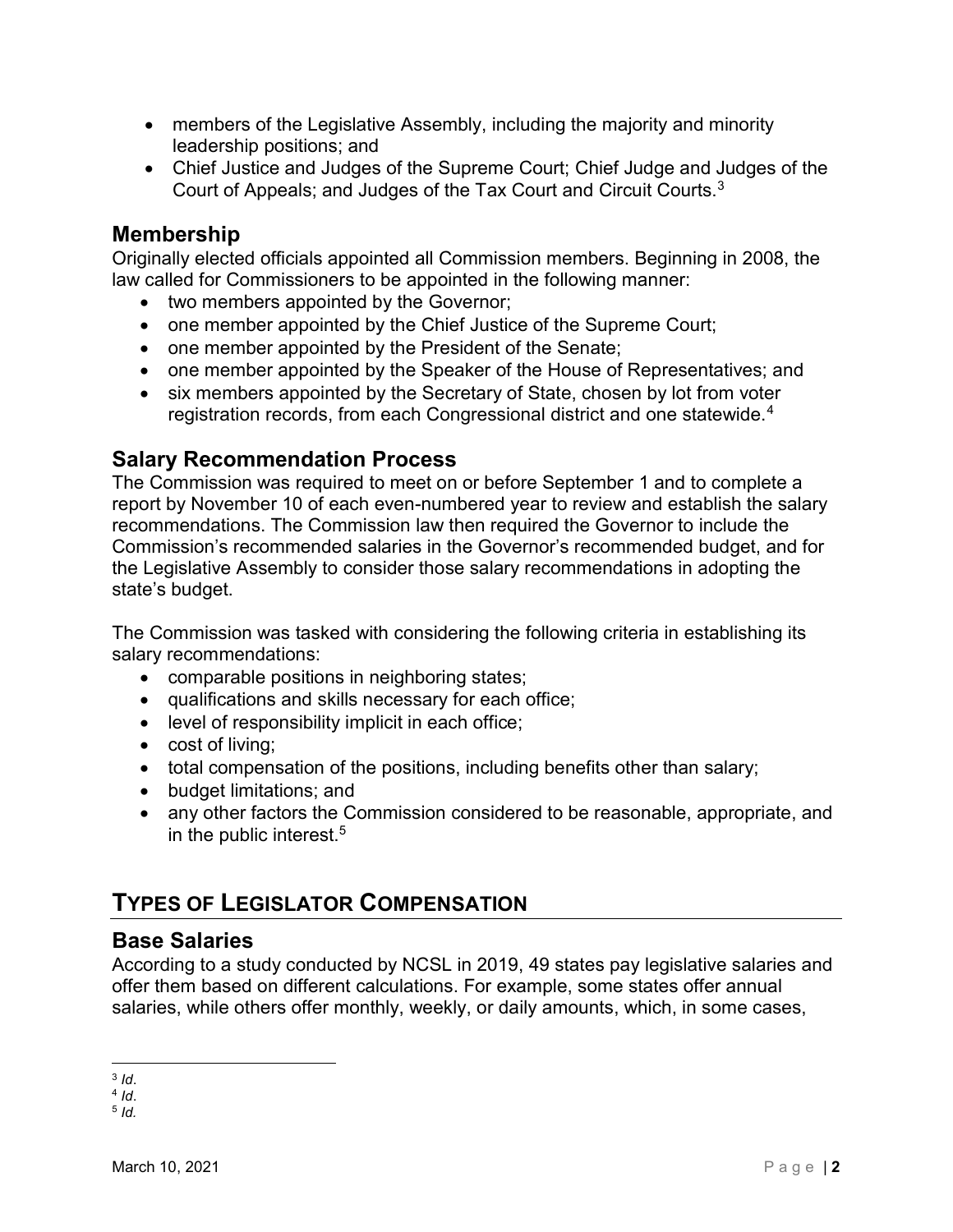- members of the Legislative Assembly, including the majority and minority leadership positions; and
- Chief Justice and Judges of the Supreme Court; Chief Judge and Judges of the Court of Appeals; and Judges of the Tax Court and Circuit Courts.[3]

### Membership

Originally elected officials appointed all Commission members. Beginning in 2008, the law called for Commissioners to be appointed in the following manner:

- two members appointed by the Governor;
- one member appointed by the Chief Justice of the Supreme Court;
- one member appointed by the President of the Senate;
- one member appointed by the Speaker of the House of Representatives; and
- six members appointed by the Secretary of State, chosen by lot from voter registration records, from each Congressional district and one statewide.[4]

### Salary Recommendation Process

The Commission was required to meet on or before September 1 and to complete a report by November 10 of each even-numbered year to review and establish the salary recommendations. The Commission law then required the Governor to include the Commission's recommended salaries in the Governor's recommended budget, and for the Legislative Assembly to consider those salary recommendations in adopting the state's budget.

The Commission was tasked with considering the following criteria in establishing its salary recommendations:

- comparable positions in neighboring states;
- qualifications and skills necessary for each office;
- level of responsibility implicit in each office;
- cost of living;
- total compensation of the positions, including benefits other than salary;
- budget limitations; and
- any other factors the Commission considered to be reasonable, appropriate, and in the public interest.[5]

## TYPES OF LEGISLATOR COMPENSATION

### Base Salaries

According to a study conducted by NCSL in 2019, 49 states pay legislative salaries and offer them based on different calculations. For example, some states offer annual salaries, while others offer monthly, weekly, or daily amounts, which, in some cases,

---

[3] *Id*.
[4] *Id*.
[5] *Id.*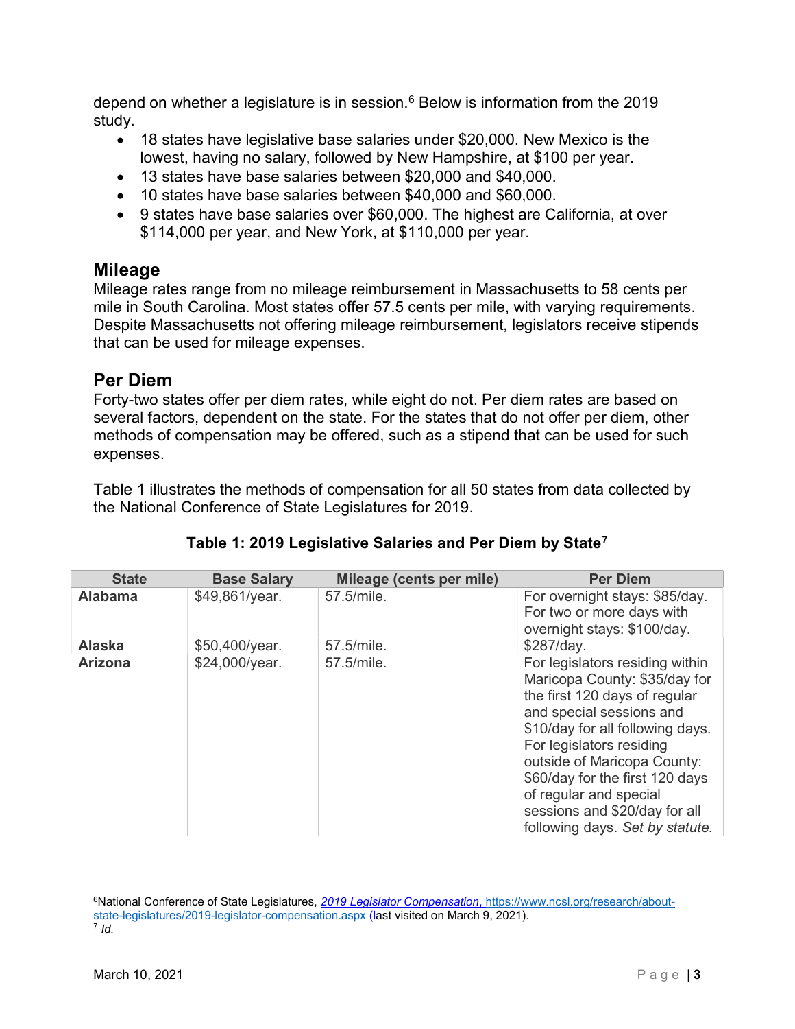depend on whether a legislature is in session.[6] Below is information from the 2019 study.

- 18 states have legislative base salaries under $20,000. New Mexico is the lowest, having no salary, followed by New Hampshire, at $100 per year.
- 13 states have base salaries between $20,000 and $40,000.
- 10 states have base salaries between $40,000 and $60,000.
- 9 states have base salaries over $60,000. The highest are California, at over $114,000 per year, and New York, at $110,000 per year.

## Mileage

Mileage rates range from no mileage reimbursement in Massachusetts to 58 cents per mile in South Carolina. Most states offer 57.5 cents per mile, with varying requirements. Despite Massachusetts not offering mileage reimbursement, legislators receive stipends that can be used for mileage expenses.

## Per Diem

Forty-two states offer per diem rates, while eight do not. Per diem rates are based on several factors, dependent on the state. For the states that do not offer per diem, other methods of compensation may be offered, such as a stipend that can be used for such expenses.

Table 1 illustrates the methods of compensation for all 50 states from data collected by the National Conference of State Legislatures for 2019.

**Table 1: 2019 Legislative Salaries and Per Diem by State[7]**

| State | Base Salary | Mileage (cents per mile) | Per Diem |
|---|---|---|---|
| **Alabama** | $49,861/year. | 57.5/mile. | For overnight stays: $85/day. For two or more days with overnight stays: $100/day. |
| **Alaska** | $50,400/year. | 57.5/mile. | $287/day. |
| **Arizona** | $24,000/year. | 57.5/mile. | For legislators residing within Maricopa County: $35/day for the first 120 days of regular and special sessions and $10/day for all following days. For legislators residing outside of Maricopa County: $60/day for the first 120 days of regular and special sessions and $20/day for all following days. *Set by statute.* |

[6] National Conference of State Legislatures, *2019 Legislator Compensation*, https://www.ncsl.org/research/about-state-legislatures/2019-legislator-compensation.aspx (last visited on March 9, 2021).

[7] *Id.*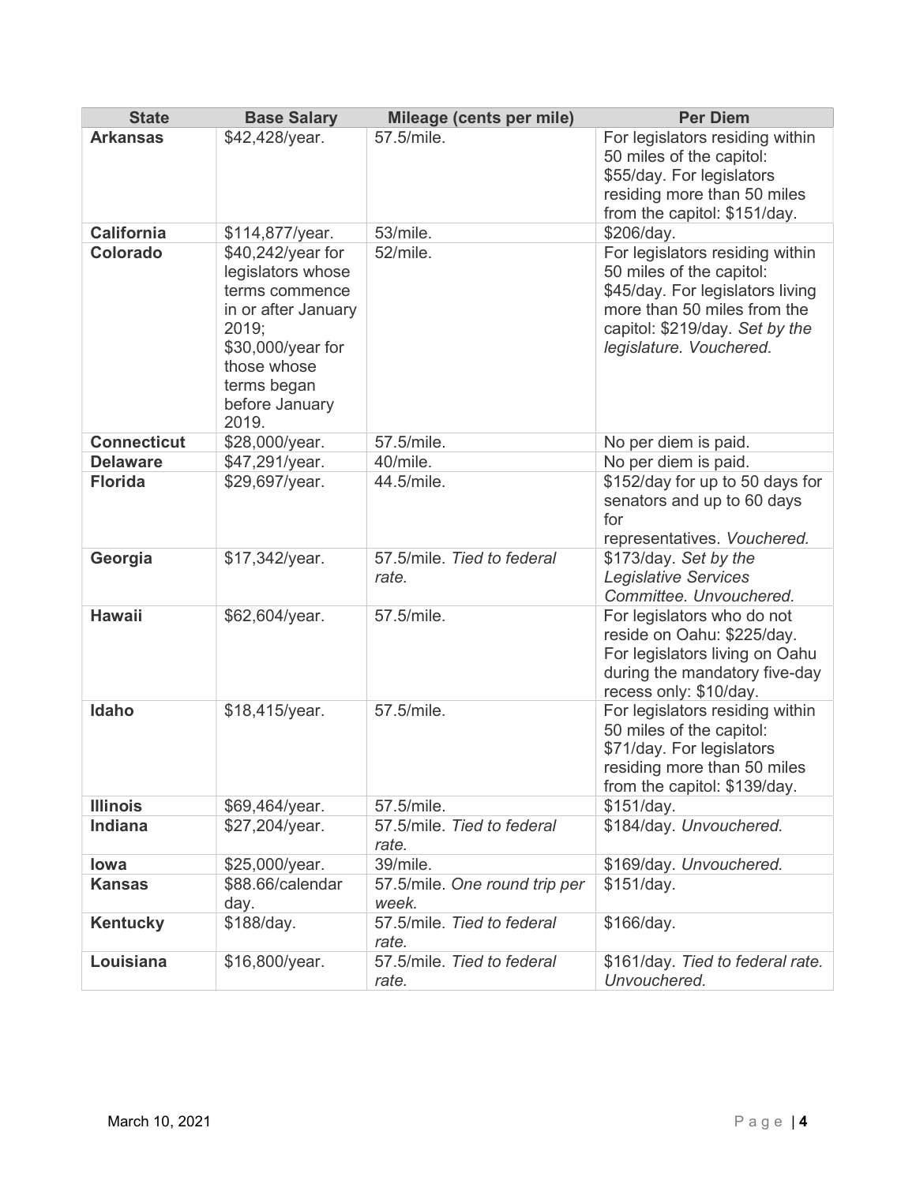| State | Base Salary | Mileage (cents per mile) | Per Diem |
|---|---|---|---|
| **Arkansas** | $42,428/year. | 57.5/mile. | For legislators residing within 50 miles of the capitol: $55/day. For legislators residing more than 50 miles from the capitol: $151/day. |
| **California** | $114,877/year. | 53/mile. | $206/day. |
| **Colorado** | $40,242/year for legislators whose terms commence in or after January 2019; $30,000/year for those whose terms began before January 2019. | 52/mile. | For legislators residing within 50 miles of the capitol: $45/day. For legislators living more than 50 miles from the capitol: $219/day. *Set by the legislature. Vouchered.* |
| **Connecticut** | $28,000/year. | 57.5/mile. | No per diem is paid. |
| **Delaware** | $47,291/year. | 40/mile. | No per diem is paid. |
| **Florida** | $29,697/year. | 44.5/mile. | $152/day for up to 50 days for senators and up to 60 days for representatives. *Vouchered.* |
| **Georgia** | $17,342/year. | 57.5/mile. *Tied to federal rate.* | $173/day. *Set by the Legislative Services Committee. Unvouchered.* |
| **Hawaii** | $62,604/year. | 57.5/mile. | For legislators who do not reside on Oahu: $225/day. For legislators living on Oahu during the mandatory five-day recess only: $10/day. |
| **Idaho** | $18,415/year. | 57.5/mile. | For legislators residing within 50 miles of the capitol: $71/day. For legislators residing more than 50 miles from the capitol: $139/day. |
| **Illinois** | $69,464/year. | 57.5/mile. | $151/day. |
| **Indiana** | $27,204/year. | 57.5/mile. *Tied to federal rate.* | $184/day. *Unvouchered.* |
| **Iowa** | $25,000/year. | 39/mile. | $169/day. *Unvouchered.* |
| **Kansas** | $88.66/calendar day. | 57.5/mile. *One round trip per week.* | $151/day. |
| **Kentucky** | $188/day. | 57.5/mile. *Tied to federal rate.* | $166/day. |
| **Louisiana** | $16,800/year. | 57.5/mile. *Tied to federal rate.* | $161/day. *Tied to federal rate. Unvouchered.* |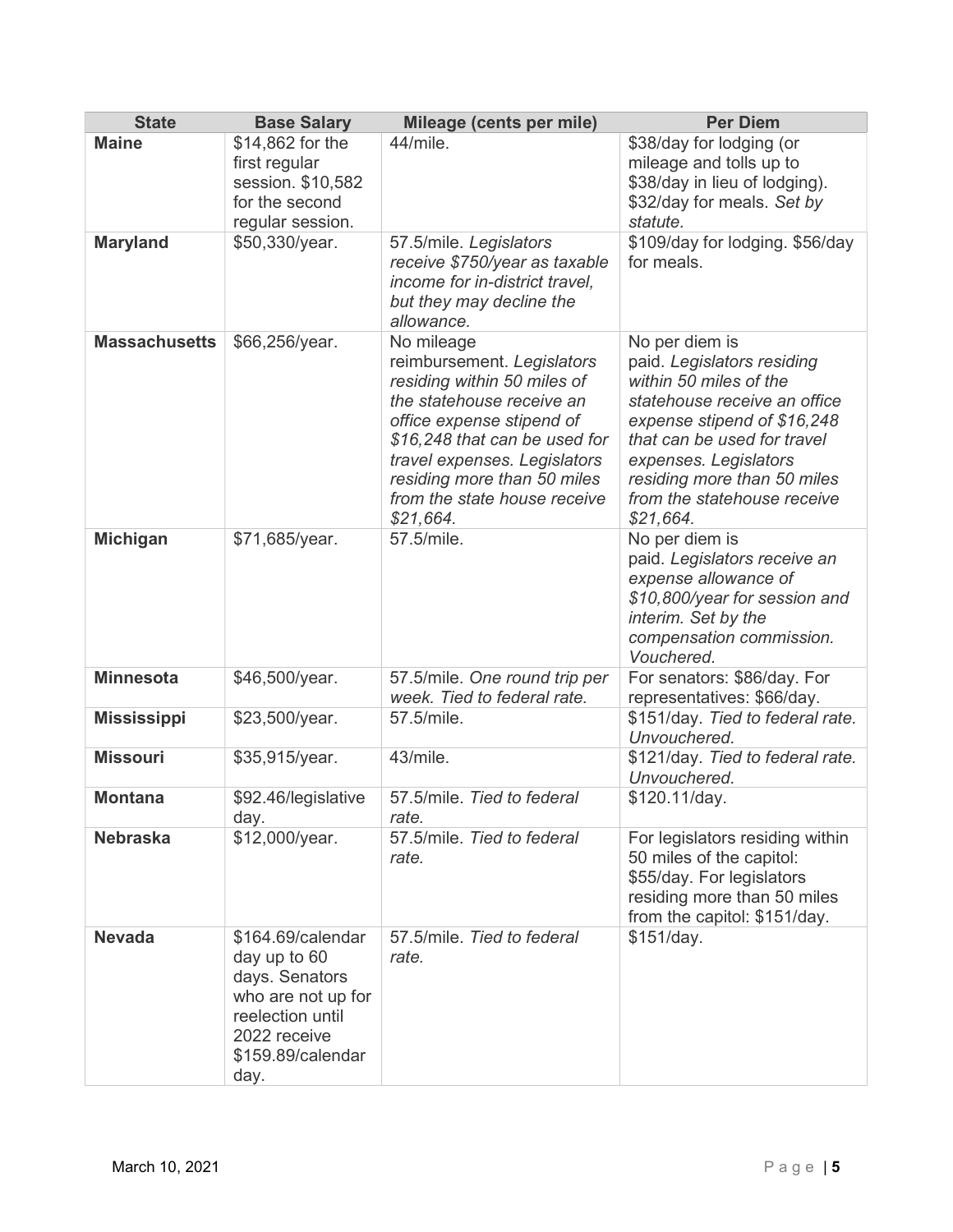| State | Base Salary | Mileage (cents per mile) | Per Diem |
|---|---|---|---|
| **Maine** | $14,862 for the first regular session. $10,582 for the second regular session. | 44/mile. | $38/day for lodging (or mileage and tolls up to $38/day in lieu of lodging). $32/day for meals. *Set by statute.* |
| **Maryland** | $50,330/year. | 57.5/mile. *Legislators receive $750/year as taxable income for in-district travel, but they may decline the allowance.* | $109/day for lodging. $56/day for meals. |
| **Massachusetts** | $66,256/year. | No mileage reimbursement. *Legislators residing within 50 miles of the statehouse receive an office expense stipend of $16,248 that can be used for travel expenses. Legislators residing more than 50 miles from the state house receive $21,664.* | No per diem is paid. *Legislators residing within 50 miles of the statehouse receive an office expense stipend of $16,248 that can be used for travel expenses. Legislators residing more than 50 miles from the statehouse receive $21,664.* |
| **Michigan** | $71,685/year. | 57.5/mile. | No per diem is paid. *Legislators receive an expense allowance of $10,800/year for session and interim. Set by the compensation commission. Vouchered.* |
| **Minnesota** | $46,500/year. | 57.5/mile. *One round trip per week. Tied to federal rate.* | For senators: $86/day. For representatives: $66/day. |
| **Mississippi** | $23,500/year. | 57.5/mile. | $151/day. *Tied to federal rate. Unvouchered.* |
| **Missouri** | $35,915/year. | 43/mile. | $121/day. *Tied to federal rate. Unvouchered.* |
| **Montana** | $92.46/legislative day. | 57.5/mile. *Tied to federal rate.* | $120.11/day. |
| **Nebraska** | $12,000/year. | 57.5/mile. *Tied to federal rate.* | For legislators residing within 50 miles of the capitol: $55/day. For legislators residing more than 50 miles from the capitol: $151/day. |
| **Nevada** | $164.69/calendar day up to 60 days. Senators who are not up for reelection until 2022 receive $159.89/calendar day. | 57.5/mile. *Tied to federal rate.* | $151/day. |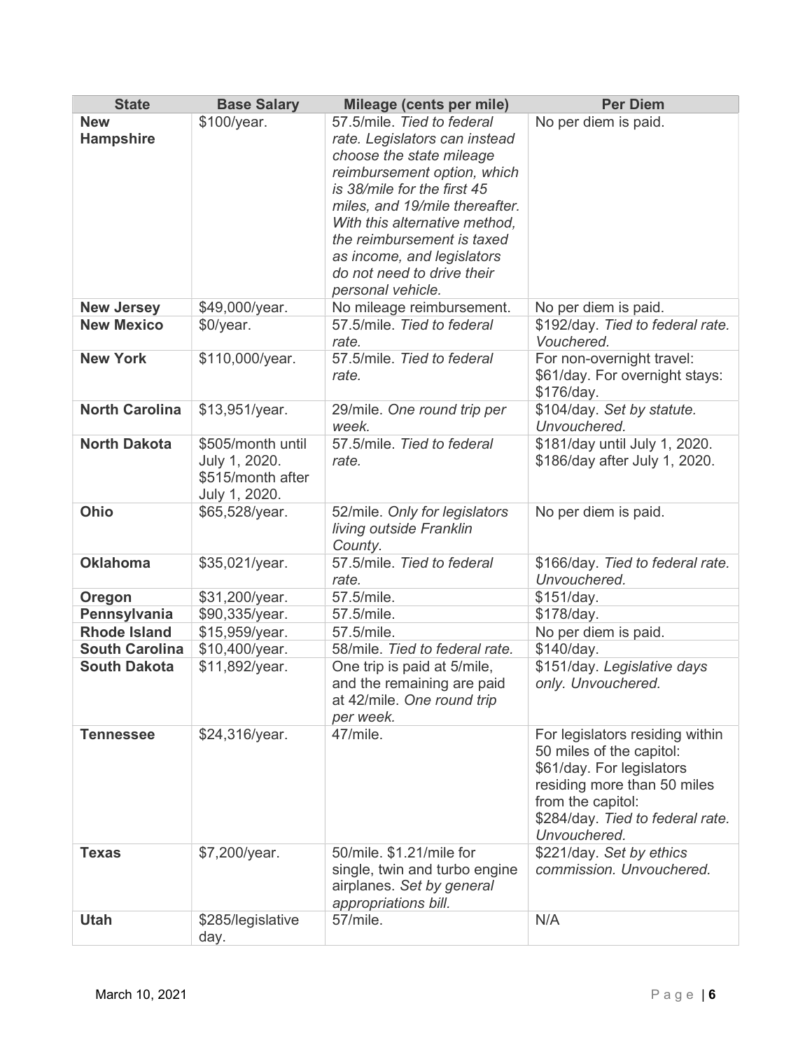| State | Base Salary | Mileage (cents per mile) | Per Diem |
|---|---|---|---|
| **New Hampshire** | $100/year. | 57.5/mile. *Tied to federal rate. Legislators can instead choose the state mileage reimbursement option, which is 38/mile for the first 45 miles, and 19/mile thereafter. With this alternative method, the reimbursement is taxed as income, and legislators do not need to drive their personal vehicle.* | No per diem is paid. |
| **New Jersey** | $49,000/year. | No mileage reimbursement. | No per diem is paid. |
| **New Mexico** | $0/year. | 57.5/mile. *Tied to federal rate.* | $192/day. *Tied to federal rate. Vouchered.* |
| **New York** | $110,000/year. | 57.5/mile. *Tied to federal rate.* | For non-overnight travel: $61/day. For overnight stays: $176/day. |
| **North Carolina** | $13,951/year. | 29/mile. *One round trip per week.* | $104/day. *Set by statute. Unvouchered.* |
| **North Dakota** | $505/month until July 1, 2020. $515/month after July 1, 2020. | 57.5/mile. *Tied to federal rate.* | $181/day until July 1, 2020. $186/day after July 1, 2020. |
| **Ohio** | $65,528/year. | 52/mile. *Only for legislators living outside Franklin County.* | No per diem is paid. |
| **Oklahoma** | $35,021/year. | 57.5/mile. *Tied to federal rate.* | $166/day. *Tied to federal rate. Unvouchered.* |
| **Oregon** | $31,200/year. | 57.5/mile. | $151/day. |
| **Pennsylvania** | $90,335/year. | 57.5/mile. | $178/day. |
| **Rhode Island** | $15,959/year. | 57.5/mile. | No per diem is paid. |
| **South Carolina** | $10,400/year. | 58/mile. *Tied to federal rate.* | $140/day. |
| **South Dakota** | $11,892/year. | One trip is paid at 5/mile, and the remaining are paid at 42/mile. *One round trip per week.* | $151/day. *Legislative days only. Unvouchered.* |
| **Tennessee** | $24,316/year. | 47/mile. | For legislators residing within 50 miles of the capitol: $61/day. For legislators residing more than 50 miles from the capitol: $284/day. *Tied to federal rate. Unvouchered.* |
| **Texas** | $7,200/year. | 50/mile. $1.21/mile for single, twin and turbo engine airplanes. *Set by general appropriations bill.* | $221/day. *Set by ethics commission. Unvouchered.* |
| **Utah** | $285/legislative day. | 57/mile. | N/A |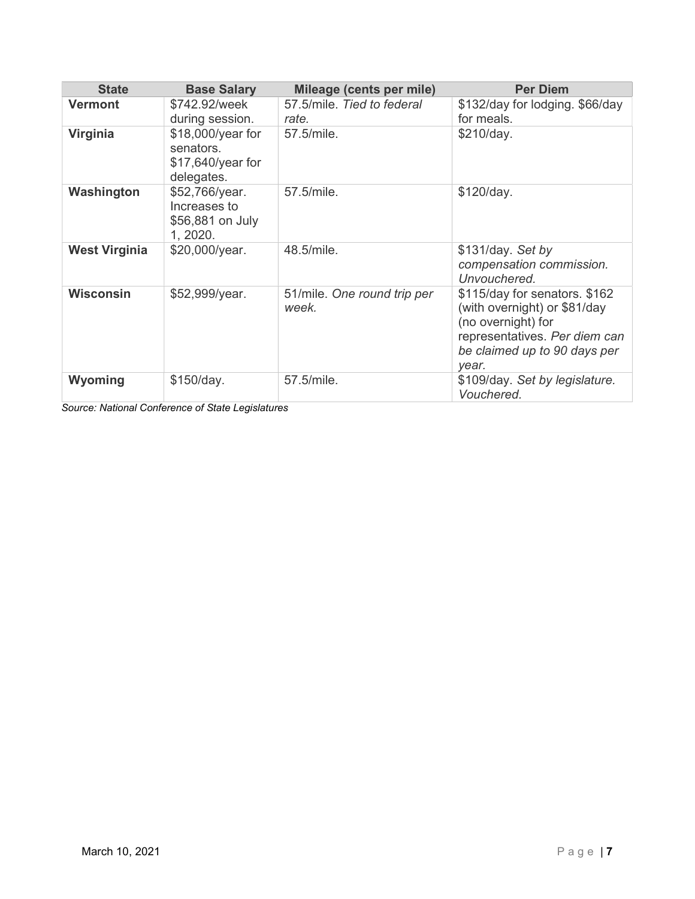| State | Base Salary | Mileage (cents per mile) | Per Diem |
|---|---|---|---|
| **Vermont** | $742.92/week during session. | 57.5/mile. *Tied to federal rate.* | $132/day for lodging. $66/day for meals. |
| **Virginia** | $18,000/year for senators. $17,640/year for delegates. | 57.5/mile. | $210/day. |
| **Washington** | $52,766/year. Increases to $56,881 on July 1, 2020. | 57.5/mile. | $120/day. |
| **West Virginia** | $20,000/year. | 48.5/mile. | $131/day. *Set by compensation commission. Unvouchered.* |
| **Wisconsin** | $52,999/year. | 51/mile. *One round trip per week.* | $115/day for senators. $162 (with overnight) or $81/day (no overnight) for representatives. *Per diem can be claimed up to 90 days per year.* |
| **Wyoming** | $150/day. | 57.5/mile. | $109/day. *Set by legislature. Vouchered.* |

*Source: National Conference of State Legislatures*